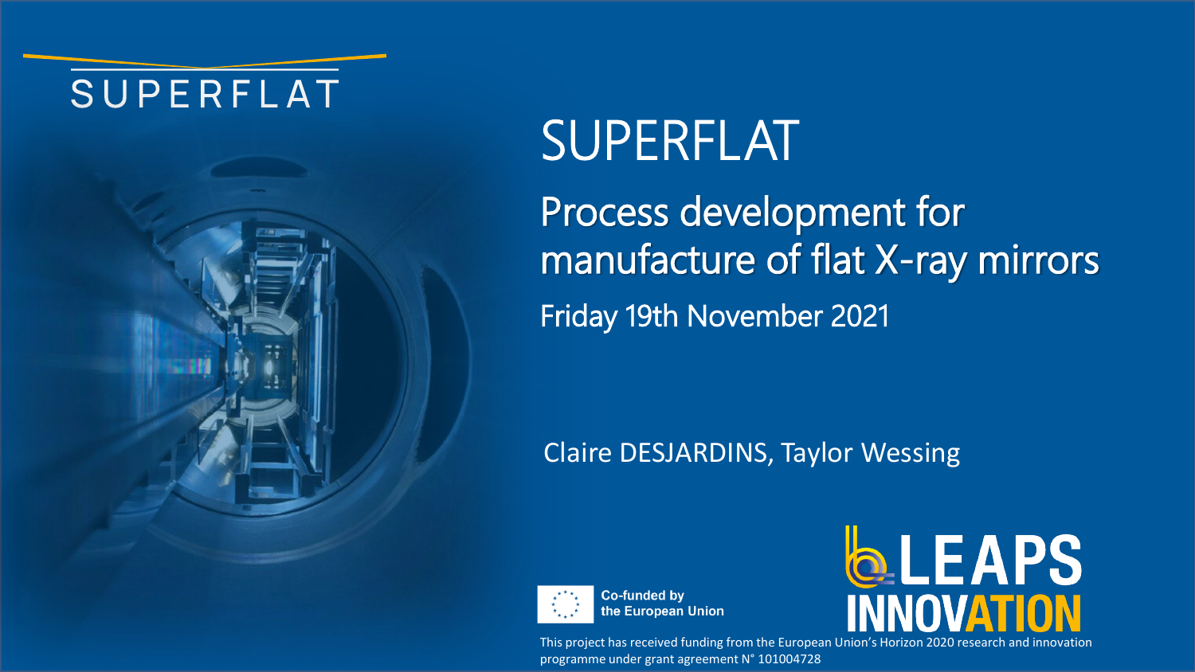SUPERFLAT

# SUPERFLAT

## Process development for manufacture of flat X-ray mirrors

Friday 19th November 2021

Claire DESJARDINS, Taylor Wessing

Co-funded by the European Union

LEAPS INNOVATION

This project has received funding from the European Union's Horizon 2020 research and innovation programme under grant agreement N° 101004728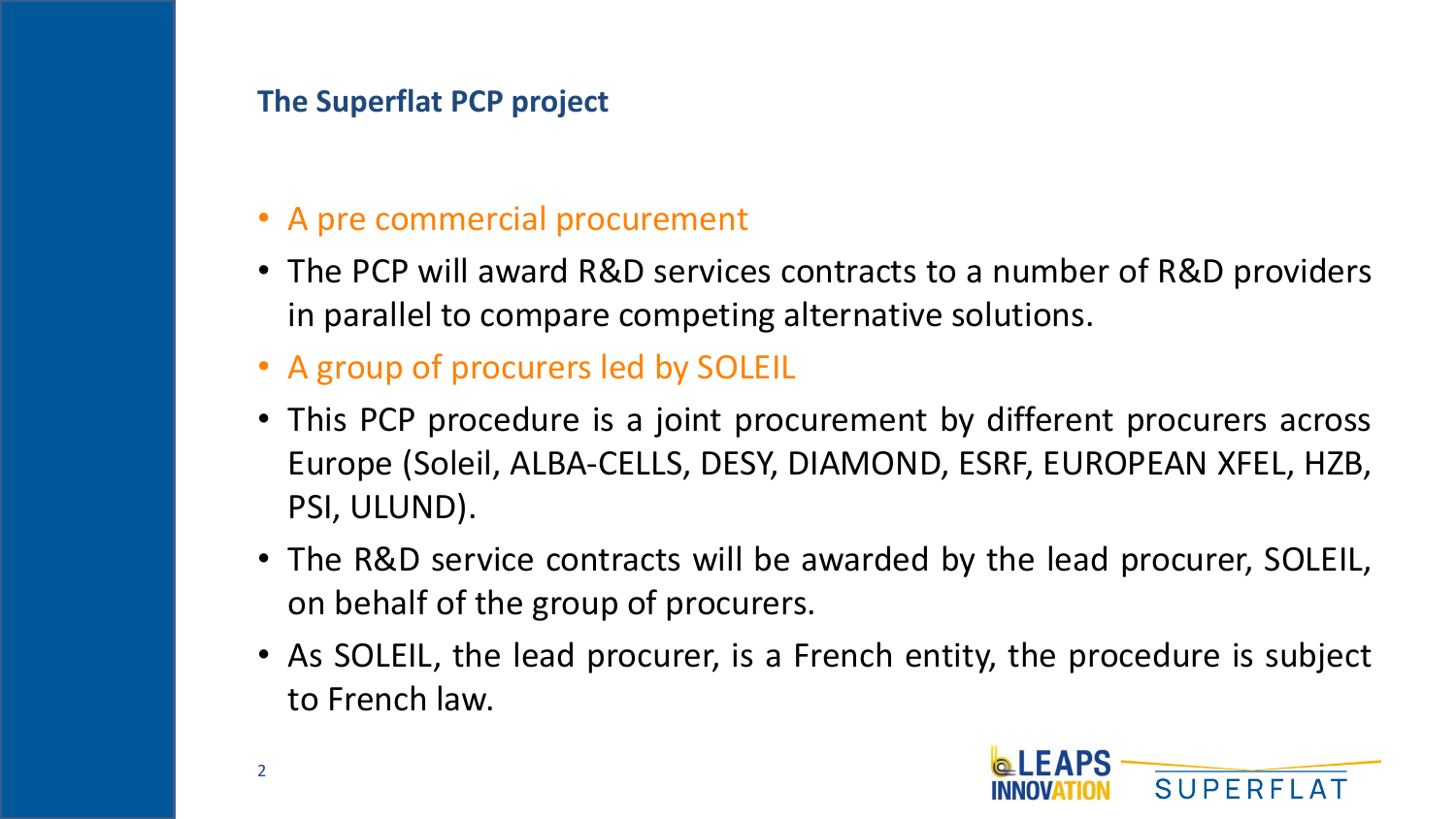## The Superflat PCP project

- A pre commercial procurement
- The PCP will award R&D services contracts to a number of R&D providers in parallel to compare competing alternative solutions.
- A group of procurers led by SOLEIL
- This PCP procedure is a joint procurement by different procurers across Europe (Soleil, ALBA-CELLS, DESY, DIAMOND, ESRF, EUROPEAN XFEL, HZB, PSI, ULUND).
- The R&D service contracts will be awarded by the lead procurer, SOLEIL, on behalf of the group of procurers.
- As SOLEIL, the lead procurer, is a French entity, the procedure is subject to French law.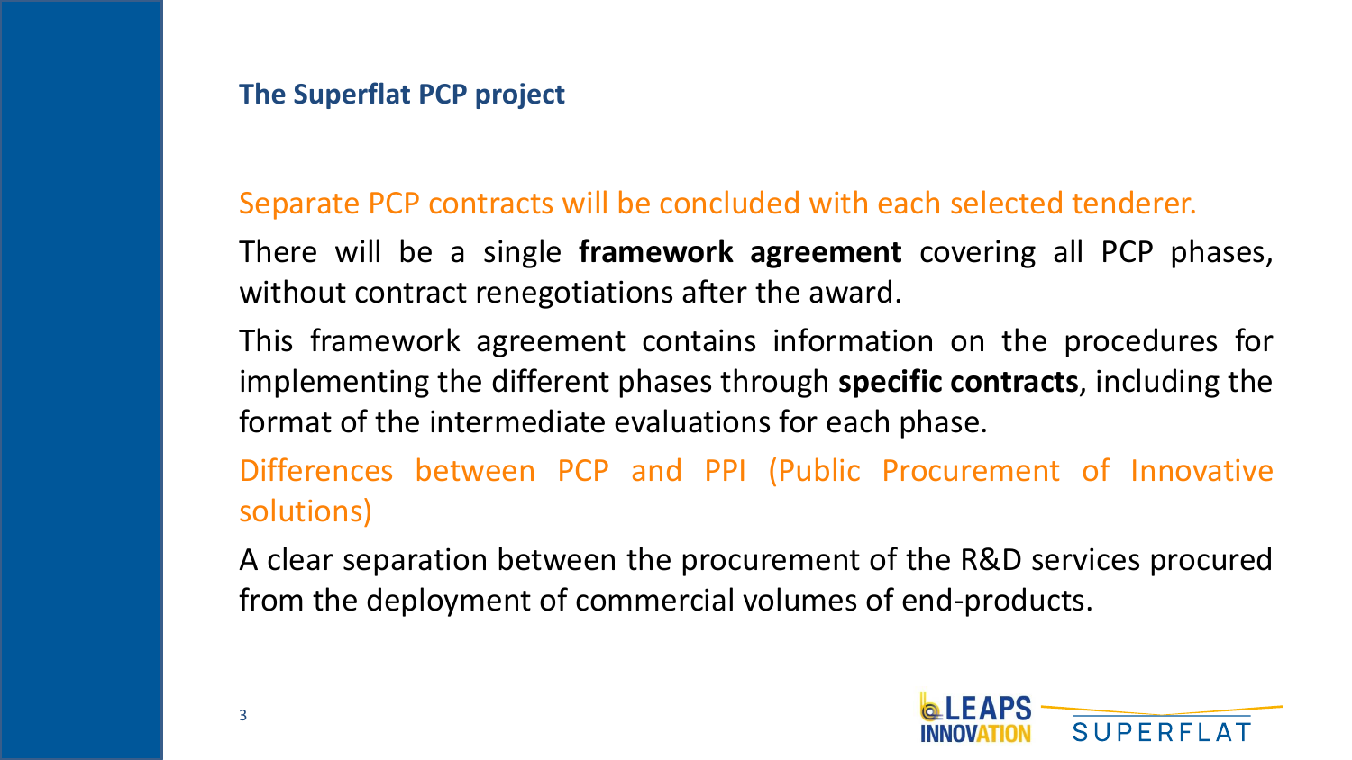## The Superflat PCP project

Separate PCP contracts will be concluded with each selected tenderer.

There will be a single **framework agreement** covering all PCP phases, without contract renegotiations after the award.

This framework agreement contains information on the procedures for implementing the different phases through **specific contracts**, including the format of the intermediate evaluations for each phase.

Differences between PCP and PPI (Public Procurement of Innovative solutions)

A clear separation between the procurement of the R&D services procured from the deployment of commercial volumes of end-products.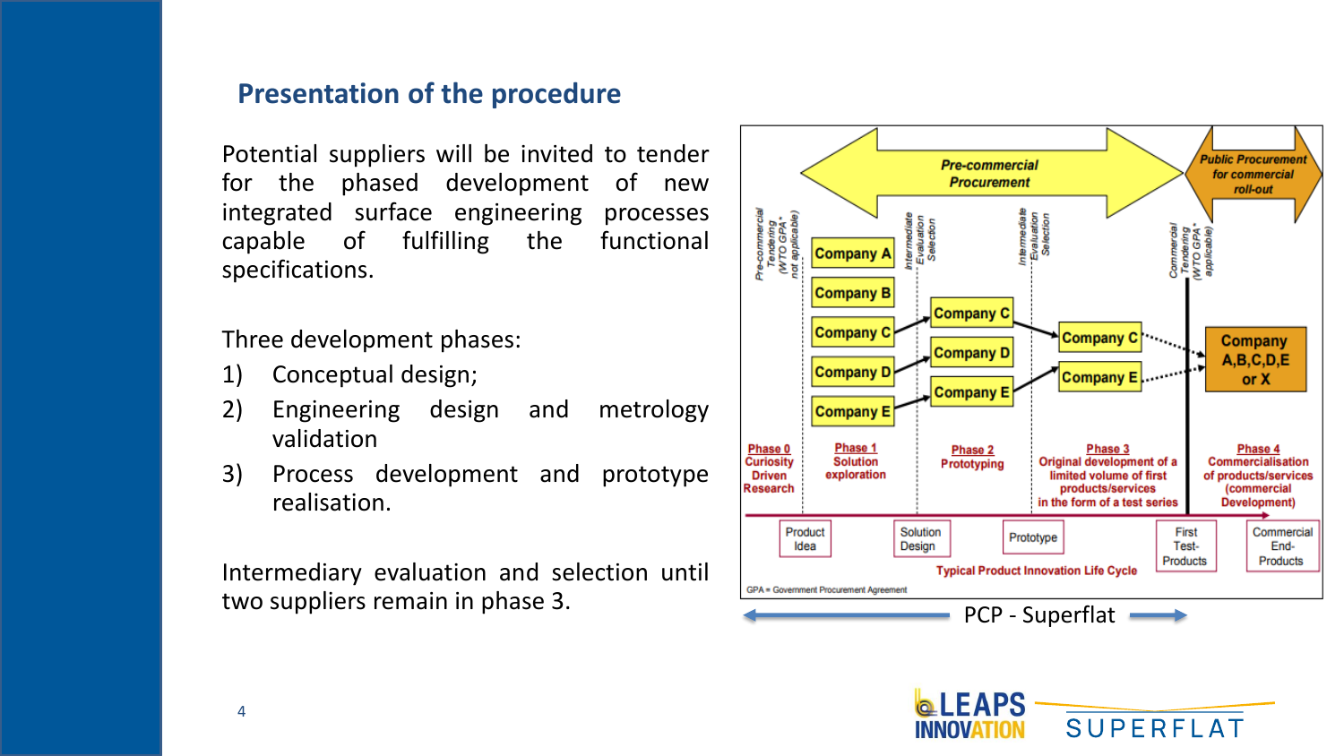## Presentation of the procedure

Potential suppliers will be invited to tender for the phased development of new integrated surface engineering processes capable of fulfilling the functional specifications.

Three development phases:

1) Conceptual design;
2) Engineering design and metrology validation
3) Process development and prototype realisation.

Intermediary evaluation and selection until two suppliers remain in phase 3.

Pre-commercial Procurement

Public Procurement for commercial roll-out

Pre-commercial Tendering (WTO GPA* not applicable)

Intermediate Evaluation Selection

Intermediate Evaluation Selection

Commercial Tendering (WTO GPA* applicable)

Company A, Company B, Company C, Company D, Company E

Company C, Company D, Company E

Company C, Company E

Company A,B,C,D,E or X

Phase 0 Curiosity Driven Research

Phase 1 Solution exploration

Phase 2 Prototyping

Phase 3 Original development of a limited volume of first products/services in the form of a test series

Phase 4 Commercialisation of products/services (commercial Development)

Product Idea → Solution Design → Prototype → First Test-Products → Commercial End-Products

Typical Product Innovation Life Cycle

GPA = Government Procurement Agreement

PCP - Superflat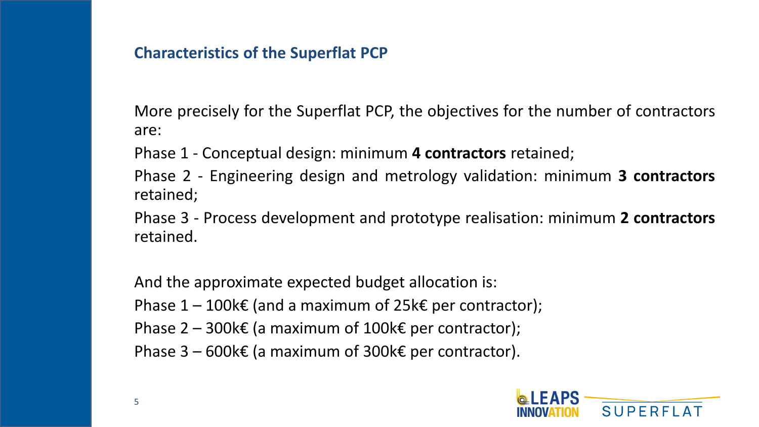## Characteristics of the Superflat PCP

More precisely for the Superflat PCP, the objectives for the number of contractors are:

Phase 1 - Conceptual design: minimum **4 contractors** retained;

Phase 2 - Engineering design and metrology validation: minimum **3 contractors** retained;

Phase 3 - Process development and prototype realisation: minimum **2 contractors** retained.

And the approximate expected budget allocation is:

Phase 1 – 100k€ (and a maximum of 25k€ per contractor);

Phase 2 – 300k€ (a maximum of 100k€ per contractor);

Phase 3 – 600k€ (a maximum of 300k€ per contractor).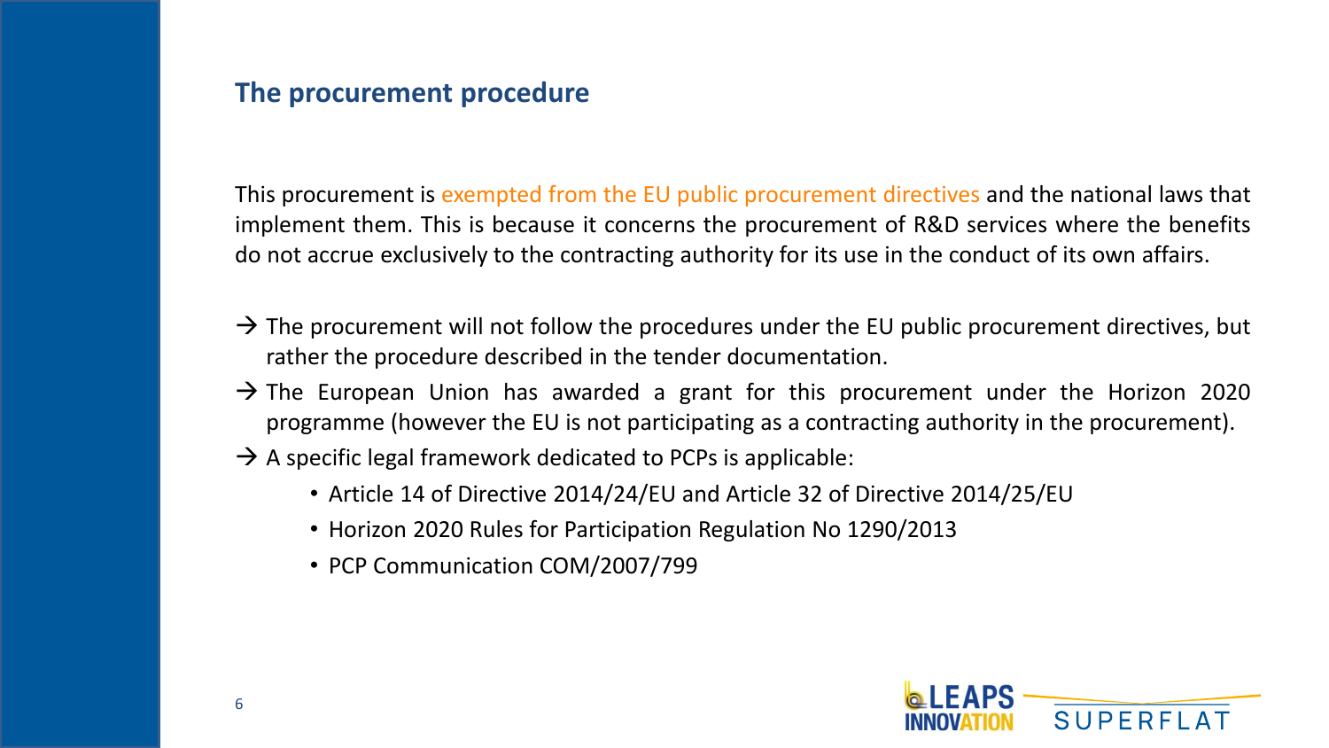## The procurement procedure

This procurement is exempted from the EU public procurement directives and the national laws that implement them. This is because it concerns the procurement of R&D services where the benefits do not accrue exclusively to the contracting authority for its use in the conduct of its own affairs.

→ The procurement will not follow the procedures under the EU public procurement directives, but rather the procedure described in the tender documentation.

→ The European Union has awarded a grant for this procurement under the Horizon 2020 programme (however the EU is not participating as a contracting authority in the procurement).

→ A specific legal framework dedicated to PCPs is applicable:

- Article 14 of Directive 2014/24/EU and Article 32 of Directive 2014/25/EU
- Horizon 2020 Rules for Participation Regulation No 1290/2013
- PCP Communication COM/2007/799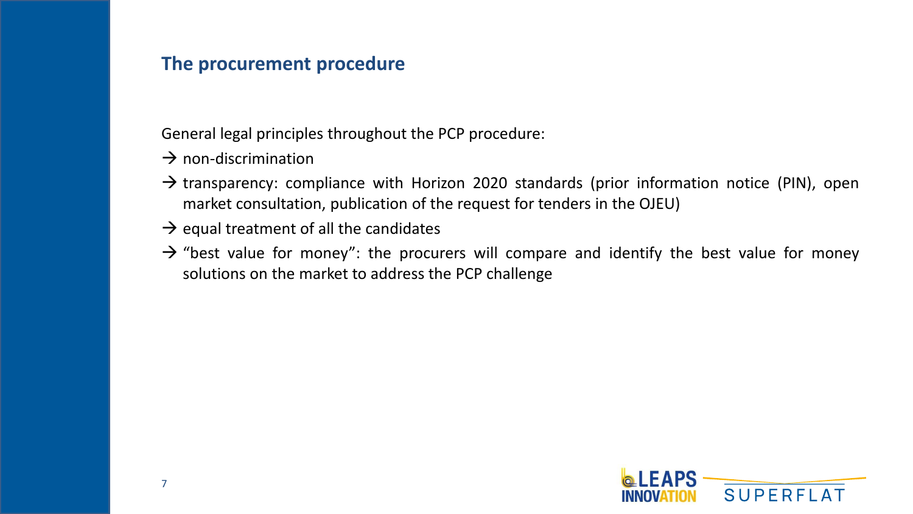## The procurement procedure

General legal principles throughout the PCP procedure:

→ non-discrimination

→ transparency: compliance with Horizon 2020 standards (prior information notice (PIN), open market consultation, publication of the request for tenders in the OJEU)

→ equal treatment of all the candidates

→ "best value for money": the procurers will compare and identify the best value for money solutions on the market to address the PCP challenge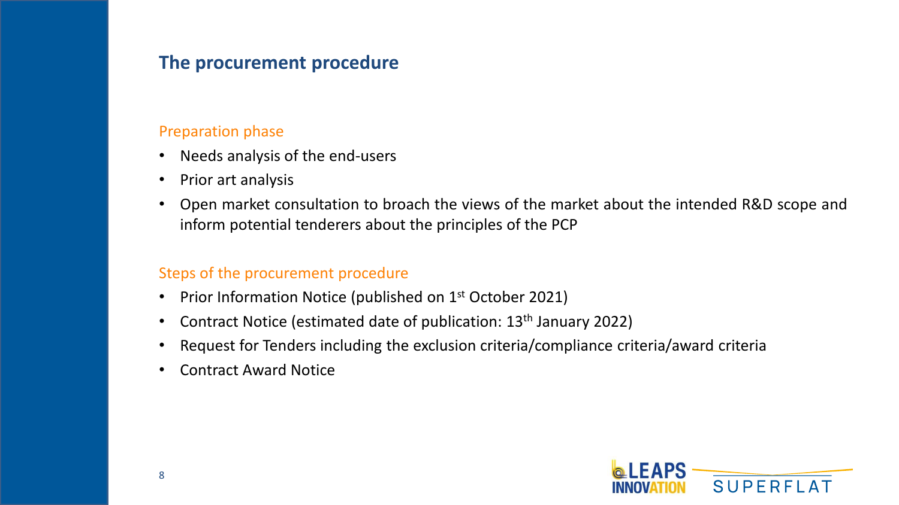## The procurement procedure

### Preparation phase

- Needs analysis of the end-users
- Prior art analysis
- Open market consultation to broach the views of the market about the intended R&D scope and inform potential tenderers about the principles of the PCP

### Steps of the procurement procedure

- Prior Information Notice (published on 1st October 2021)
- Contract Notice (estimated date of publication: 13th January 2022)
- Request for Tenders including the exclusion criteria/compliance criteria/award criteria
- Contract Award Notice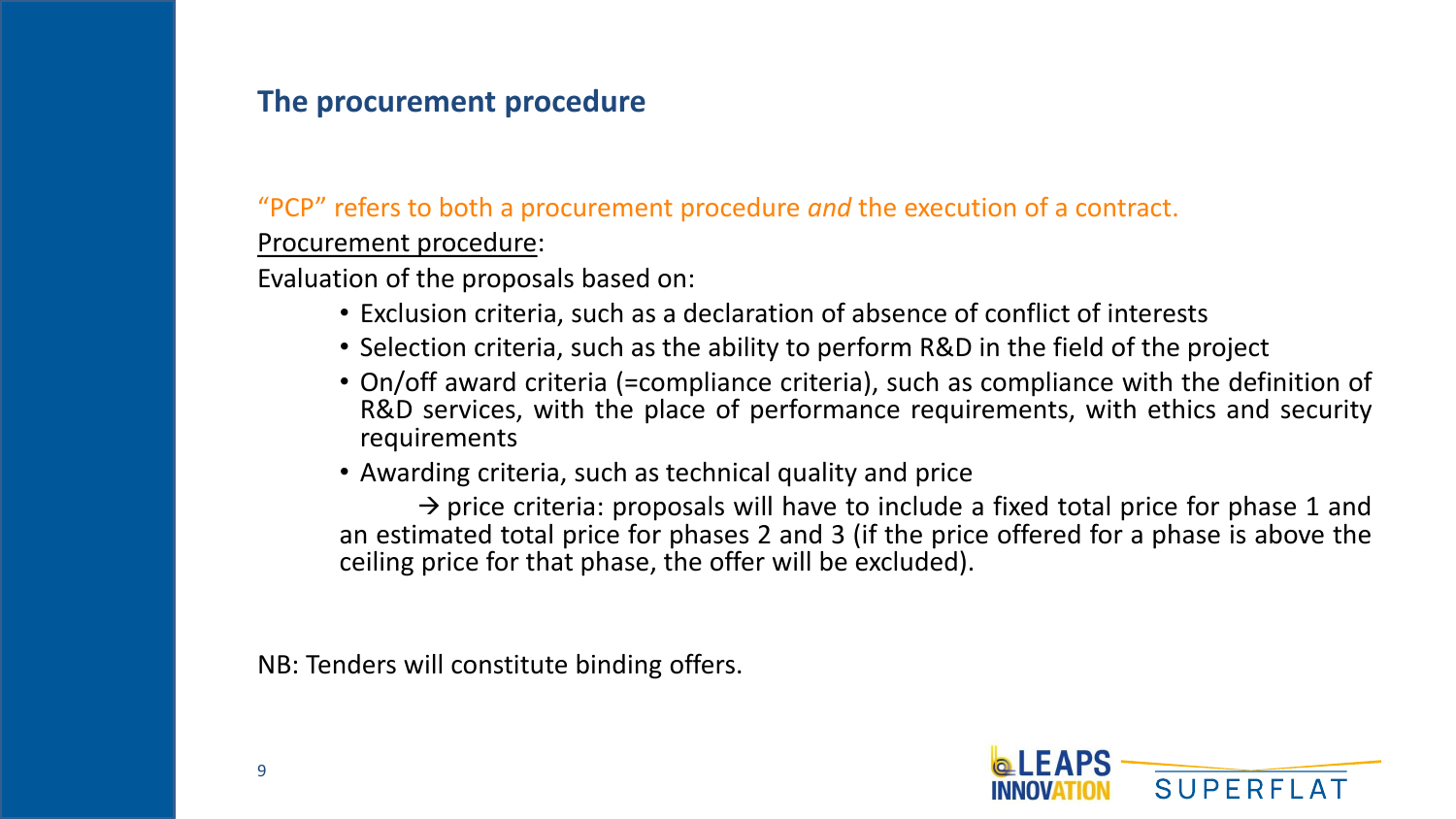## The procurement procedure

"PCP" refers to both a procurement procedure *and* the execution of a contract.

Procurement procedure:

Evaluation of the proposals based on:

- Exclusion criteria, such as a declaration of absence of conflict of interests
- Selection criteria, such as the ability to perform R&D in the field of the project
- On/off award criteria (=compliance criteria), such as compliance with the definition of R&D services, with the place of performance requirements, with ethics and security requirements
- Awarding criteria, such as technical quality and price

  → price criteria: proposals will have to include a fixed total price for phase 1 and an estimated total price for phases 2 and 3 (if the price offered for a phase is above the ceiling price for that phase, the offer will be excluded).

NB: Tenders will constitute binding offers.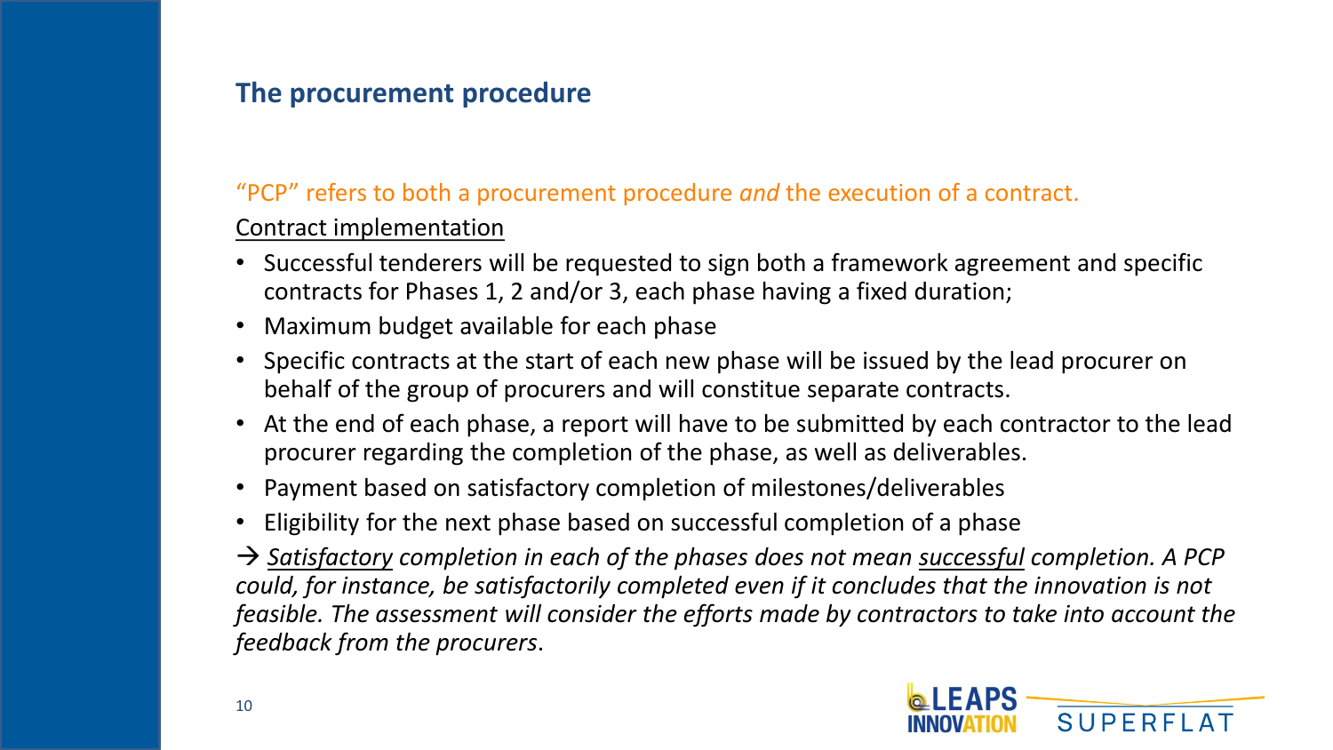## The procurement procedure

"PCP" refers to both a procurement procedure *and* the execution of a contract.

<u>Contract implementation</u>

- Successful tenderers will be requested to sign both a framework agreement and specific contracts for Phases 1, 2 and/or 3, each phase having a fixed duration;
- Maximum budget available for each phase
- Specific contracts at the start of each new phase will be issued by the lead procurer on behalf of the group of procurers and will constitue separate contracts.
- At the end of each phase, a report will have to be submitted by each contractor to the lead procurer regarding the completion of the phase, as well as deliverables.
- Payment based on satisfactory completion of milestones/deliverables
- Eligibility for the next phase based on successful completion of a phase

→ *<u>Satisfactory</u> completion in each of the phases does not mean <u>successful</u> completion. A PCP could, for instance, be satisfactorily completed even if it concludes that the innovation is not feasible. The assessment will consider the efforts made by contractors to take into account the feedback from the procurers*.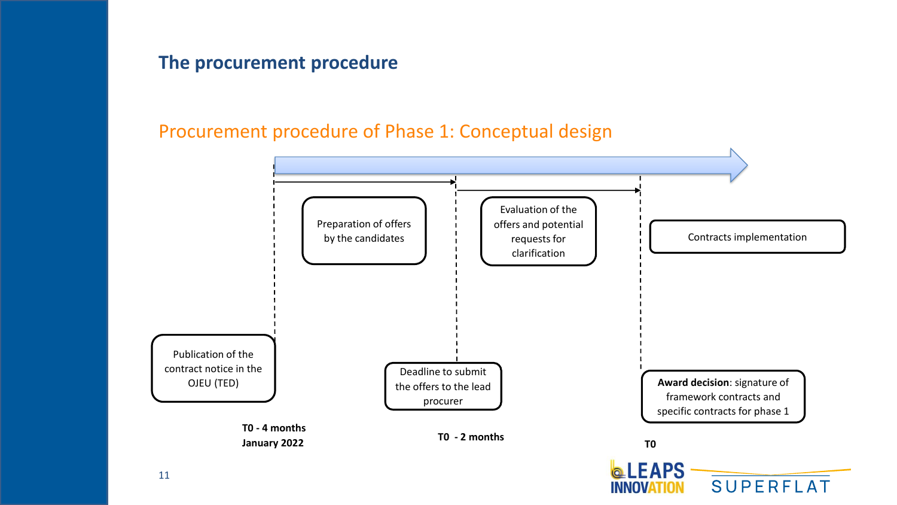## The procurement procedure

### Procurement procedure of Phase 1: Conceptual design

Publication of the contract notice in the OJEU (TED)

**T0 - 4 months**
**January 2022**

Preparation of offers by the candidates

Deadline to submit the offers to the lead procurer

**T0 - 2 months**

Evaluation of the offers and potential requests for clarification

**Award decision**: signature of framework contracts and specific contracts for phase 1

**T0**

Contracts implementation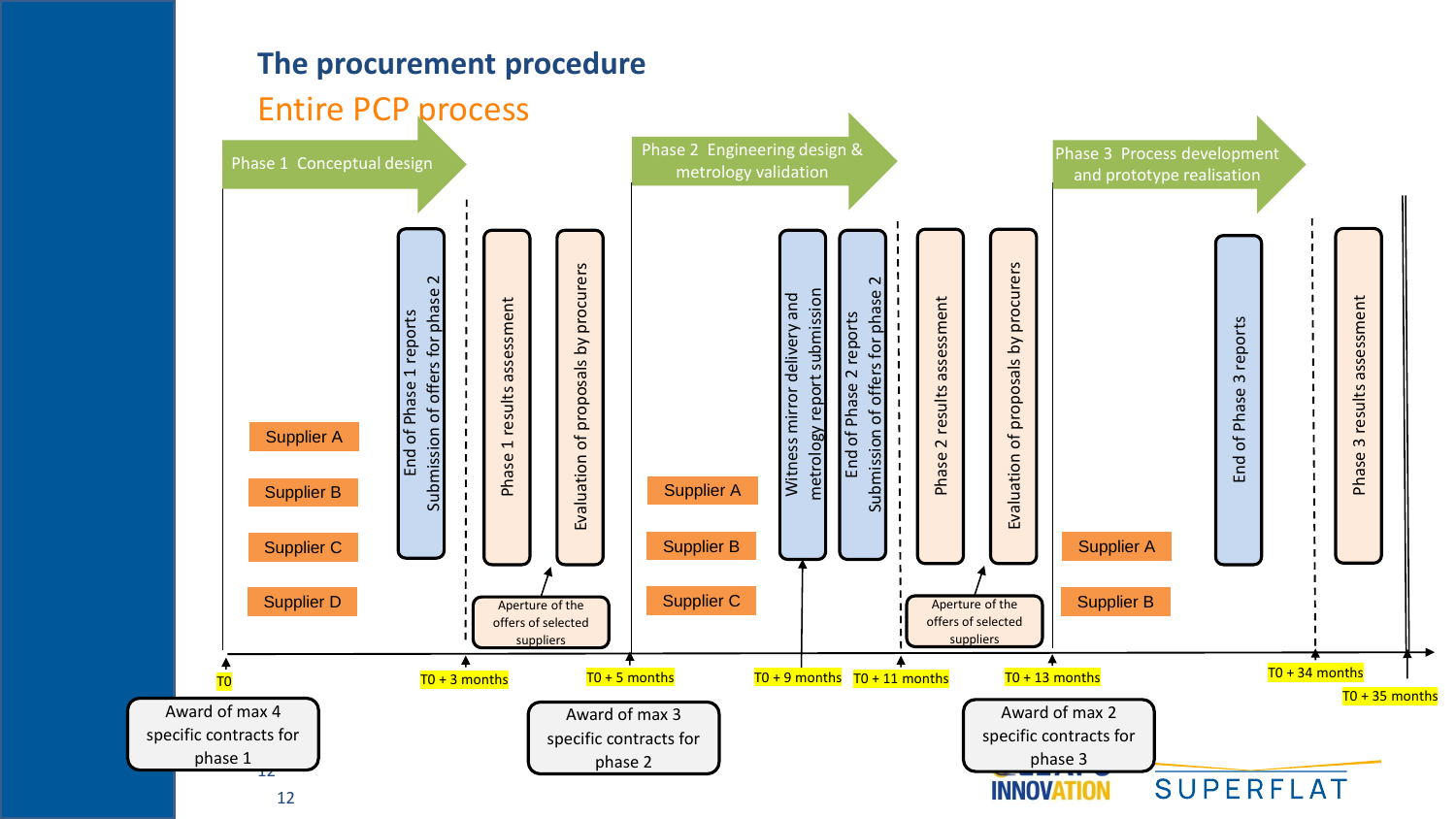# The procurement procedure

## Entire PCP process

**Phase 1 Conceptual design**

- Supplier A
- Supplier B
- Supplier C
- Supplier D

End of Phase 1 reports
Submission of offers for phase 2

Phase 1 results assessment

Evaluation of proposals by procurers

Aperture of the offers of selected suppliers

**Phase 2 Engineering design & metrology validation**

- Supplier A
- Supplier B
- Supplier C

Witness mirror delivery and metrology report submission

End of Phase 2 reports
Submission of offers for phase 2

Phase 2 results assessment

Evaluation of proposals by procurers

Aperture of the offers of selected suppliers

**Phase 3 Process development and prototype realisation**

- Supplier A
- Supplier B

End of Phase 3 reports

Phase 3 results assessment

Timeline: T0 — T0 + 3 months — T0 + 5 months — T0 + 9 months — T0 + 11 months — T0 + 13 months — T0 + 34 months — T0 + 35 months

- T0: Award of max 4 specific contracts for phase 1
- T0 + 5 months: Award of max 3 specific contracts for phase 2
- T0 + 13 months: Award of max 2 specific contracts for phase 3

INNOVATION SUPERFLAT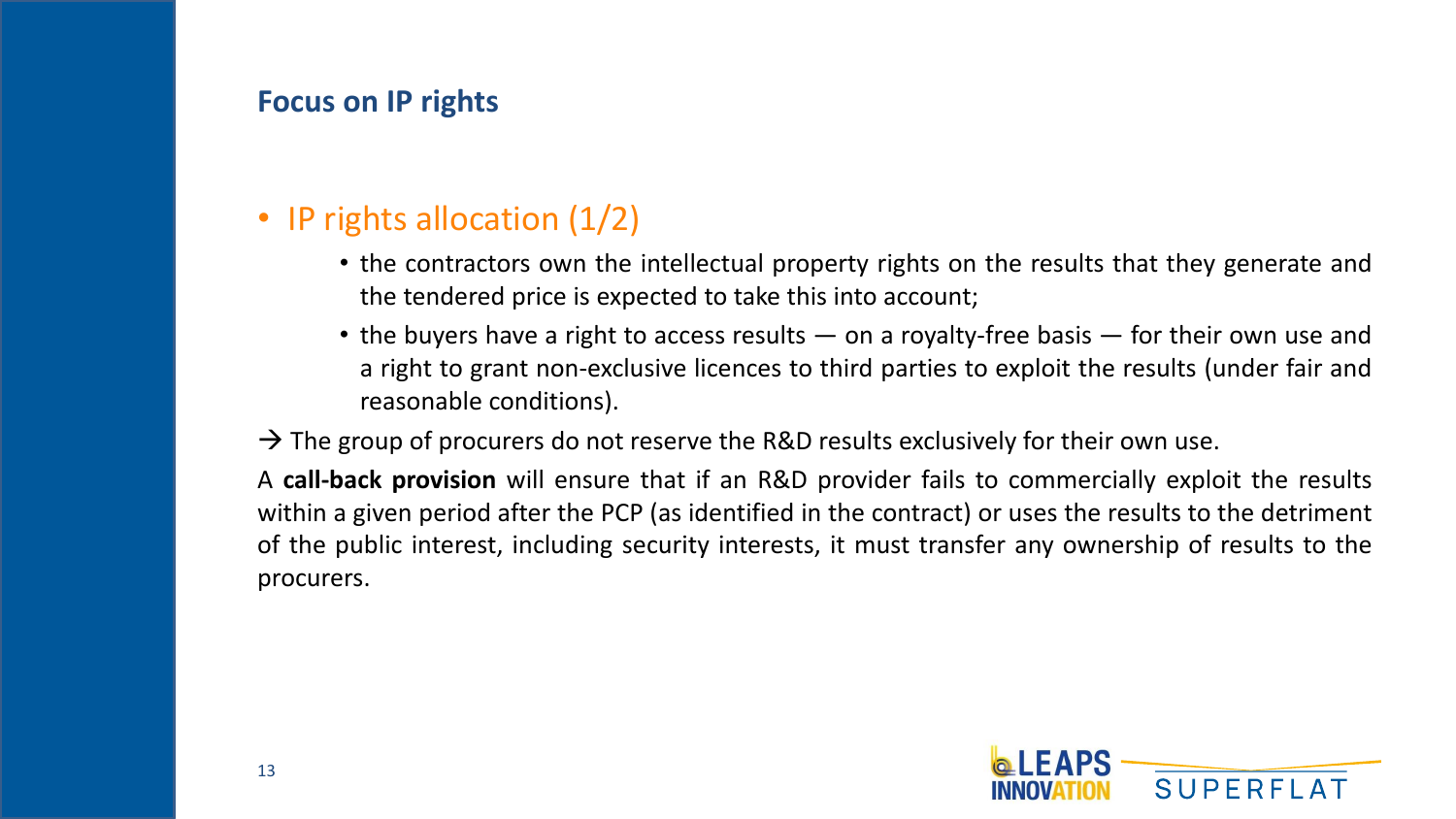## Focus on IP rights

- IP rights allocation (1/2)
  - the contractors own the intellectual property rights on the results that they generate and the tendered price is expected to take this into account;
  - the buyers have a right to access results — on a royalty-free basis — for their own use and a right to grant non-exclusive licences to third parties to exploit the results (under fair and reasonable conditions).

→ The group of procurers do not reserve the R&D results exclusively for their own use.

A **call-back provision** will ensure that if an R&D provider fails to commercially exploit the results within a given period after the PCP (as identified in the contract) or uses the results to the detriment of the public interest, including security interests, it must transfer any ownership of results to the procurers.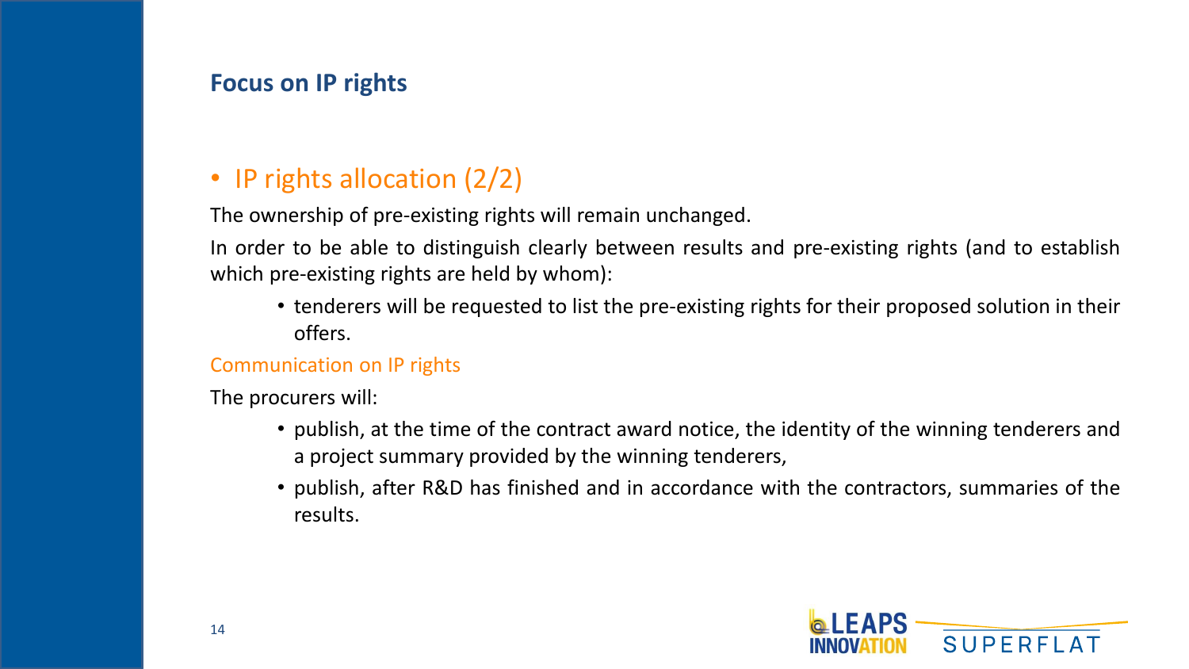## Focus on IP rights

- IP rights allocation (2/2)

The ownership of pre-existing rights will remain unchanged.

In order to be able to distinguish clearly between results and pre-existing rights (and to establish which pre-existing rights are held by whom):

- tenderers will be requested to list the pre-existing rights for their proposed solution in their offers.

### Communication on IP rights

The procurers will:

- publish, at the time of the contract award notice, the identity of the winning tenderers and a project summary provided by the winning tenderers,
- publish, after R&D has finished and in accordance with the contractors, summaries of the results.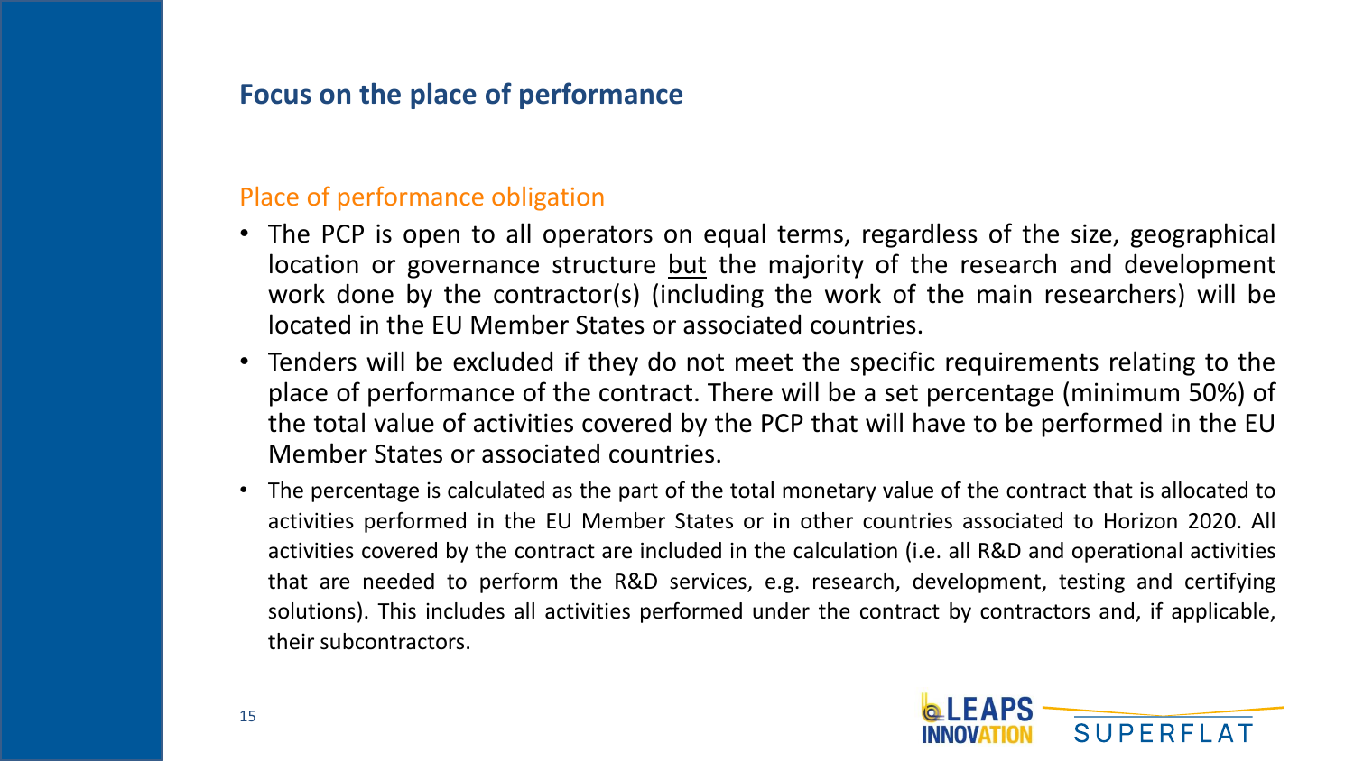## Focus on the place of performance

### Place of performance obligation

- The PCP is open to all operators on equal terms, regardless of the size, geographical location or governance structure <u>but</u> the majority of the research and development work done by the contractor(s) (including the work of the main researchers) will be located in the EU Member States or associated countries.
- Tenders will be excluded if they do not meet the specific requirements relating to the place of performance of the contract. There will be a set percentage (minimum 50%) of the total value of activities covered by the PCP that will have to be performed in the EU Member States or associated countries.
- The percentage is calculated as the part of the total monetary value of the contract that is allocated to activities performed in the EU Member States or in other countries associated to Horizon 2020. All activities covered by the contract are included in the calculation (i.e. all R&D and operational activities that are needed to perform the R&D services, e.g. research, development, testing and certifying solutions). This includes all activities performed under the contract by contractors and, if applicable, their subcontractors.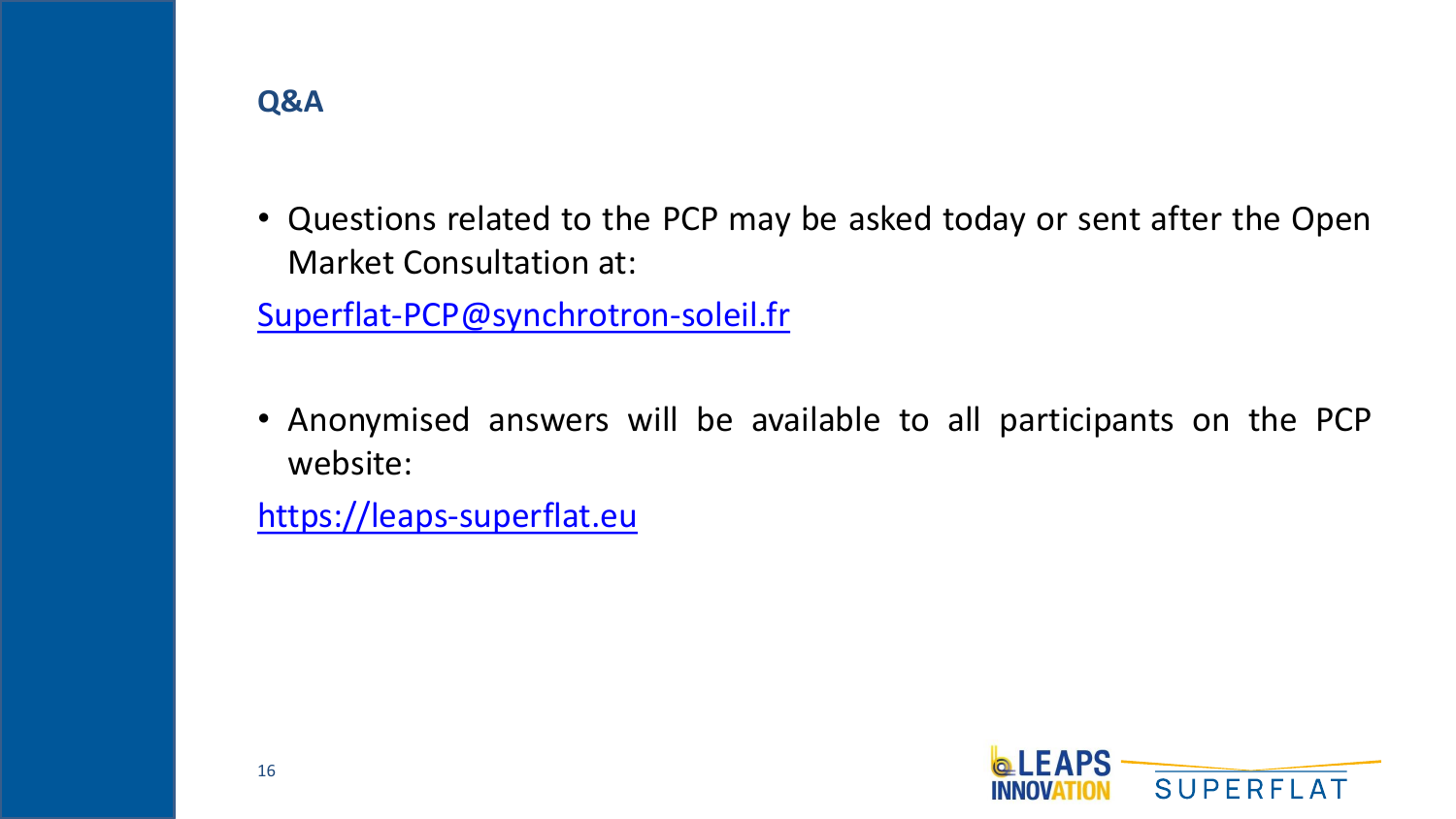## Q&A

- Questions related to the PCP may be asked today or sent after the Open Market Consultation at:

Superflat-PCP@synchrotron-soleil.fr

- Anonymised answers will be available to all participants on the PCP website:

https://leaps-superflat.eu